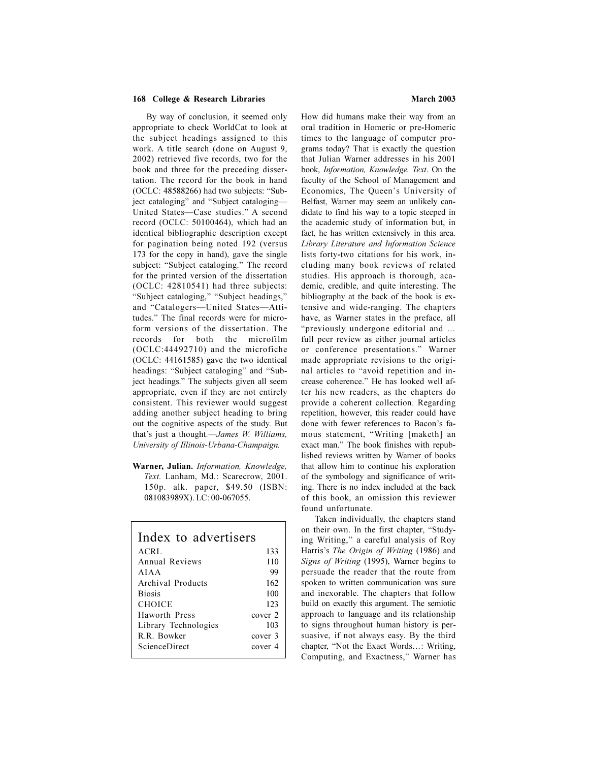By way of conclusion, it seemed only appropriate to check WorldCat to look at the subject headings assigned to this work. A title search (done on August 9, 2002) retrieved five records, two for the book and three for the preceding dissertation. The record for the book in hand (OCLC: 48588266) had two subjects: "Subject cataloging" and "Subject cataloging—United States—Case studies." A second record (OCLC: 50100464), which had an identical bibliographic description except for pagination being noted 192 (versus 173 for the copy in hand), gave the single subject: "Subject cataloging." The record for the printed version of the dissertation (OCLC: 42810541) had three subjects: "Subject cataloging," "Subject headings," and "Catalogers—United States—Attitudes." The final records were for microform versions of the dissertation. The records for both the microfilm (OCLC:44492710) and the microfiche (OCLC: 44161585) gave the two identical headings: "Subject cataloging" and "Subject headings." The subjects given all seem appropriate, even if they are not entirely consistent. This reviewer would suggest adding another subject heading to bring out the cognitive aspects of the study. But that's just a thought.—*James W. Williams, University of Illinois-Urbana-Champaign.*

**Warner, Julian.** *Information, Knowledge, Text.* Lanham, Md.: Scarecrow, 2001. 150p. alk. paper, $49.50 (ISBN: 081083989X). LC: 00-067055.

## Index to advertisers

| | |
|---|---|
| ACRL | 133 |
| Annual Reviews | 110 |
| AIAA | 99 |
| Archival Products | 162 |
| Biosis | 100 |
| CHOICE | 123 |
| Haworth Press | cover 2 |
| Library Technologies | 103 |
| R.R. Bowker | cover 3 |
| ScienceDirect | cover 4 |

How did humans make their way from an oral tradition in Homeric or pre-Homeric times to the language of computer programs today? That is exactly the question that Julian Warner addresses in his 2001 book, *Information, Knowledge, Text*. On the faculty of the School of Management and Economics, The Queen's University of Belfast, Warner may seem an unlikely candidate to find his way to a topic steeped in the academic study of information but, in fact, he has written extensively in this area. *Library Literature and Information Science* lists forty-two citations for his work, including many book reviews of related studies. His approach is thorough, academic, credible, and quite interesting. The bibliography at the back of the book is extensive and wide-ranging. The chapters have, as Warner states in the preface, all "previously undergone editorial and … full peer review as either journal articles or conference presentations." Warner made appropriate revisions to the original articles to "avoid repetition and increase coherence." He has looked well after his new readers, as the chapters do provide a coherent collection. Regarding repetition, however, this reader could have done with fewer references to Bacon's famous statement, "Writing [maketh] an exact man." The book finishes with republished reviews written by Warner of books that allow him to continue his exploration of the symbology and significance of writing. There is no index included at the back of this book, an omission this reviewer found unfortunate.

Taken individually, the chapters stand on their own. In the first chapter, "Studying Writing," a careful analysis of Roy Harris's *The Origin of Writing* (1986) and *Signs of Writing* (1995), Warner begins to persuade the reader that the route from spoken to written communication was sure and inexorable. The chapters that follow build on exactly this argument. The semiotic approach to language and its relationship to signs throughout human history is persuasive, if not always easy. By the third chapter, "Not the Exact Words…: Writing, Computing, and Exactness," Warner has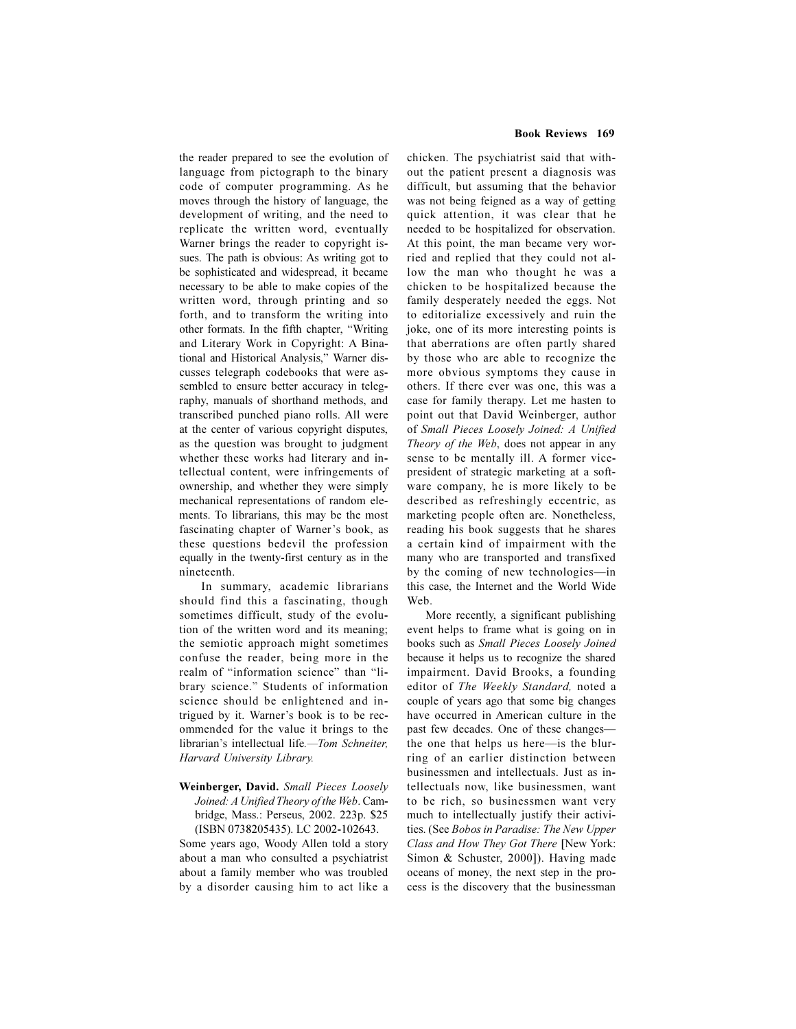the reader prepared to see the evolution of language from pictograph to the binary code of computer programming. As he moves through the history of language, the development of writing, and the need to replicate the written word, eventually Warner brings the reader to copyright issues. The path is obvious: As writing got to be sophisticated and widespread, it became necessary to be able to make copies of the written word, through printing and so forth, and to transform the writing into other formats. In the fifth chapter, "Writing and Literary Work in Copyright: A Binational and Historical Analysis," Warner discusses telegraph codebooks that were assembled to ensure better accuracy in telegraphy, manuals of shorthand methods, and transcribed punched piano rolls. All were at the center of various copyright disputes, as the question was brought to judgment whether these works had literary and intellectual content, were infringements of ownership, and whether they were simply mechanical representations of random elements. To librarians, this may be the most fascinating chapter of Warner's book, as these questions bedevil the profession equally in the twenty-first century as in the nineteenth.

In summary, academic librarians should find this a fascinating, though sometimes difficult, study of the evolution of the written word and its meaning; the semiotic approach might sometimes confuse the reader, being more in the realm of "information science" than "library science." Students of information science should be enlightened and intrigued by it. Warner's book is to be recommended for the value it brings to the librarian's intellectual life.—*Tom Schneiter, Harvard University Library.*

**Weinberger, David.** *Small Pieces Loosely Joined: A Unified Theory of the Web*. Cambridge, Mass.: Perseus, 2002. 223p. $25 (ISBN 0738205435). LC 2002-102643.

Some years ago, Woody Allen told a story about a man who consulted a psychiatrist about a family member who was troubled by a disorder causing him to act like a chicken. The psychiatrist said that without the patient present a diagnosis was difficult, but assuming that the behavior was not being feigned as a way of getting quick attention, it was clear that he needed to be hospitalized for observation. At this point, the man became very worried and replied that they could not allow the man who thought he was a chicken to be hospitalized because the family desperately needed the eggs. Not to editorialize excessively and ruin the joke, one of its more interesting points is that aberrations are often partly shared by those who are able to recognize the more obvious symptoms they cause in others. If there ever was one, this was a case for family therapy. Let me hasten to point out that David Weinberger, author of *Small Pieces Loosely Joined: A Unified Theory of the Web*, does not appear in any sense to be mentally ill. A former vice-president of strategic marketing at a software company, he is more likely to be described as refreshingly eccentric, as marketing people often are. Nonetheless, reading his book suggests that he shares a certain kind of impairment with the many who are transported and transfixed by the coming of new technologies—in this case, the Internet and the World Wide Web.

More recently, a significant publishing event helps to frame what is going on in books such as *Small Pieces Loosely Joined* because it helps us to recognize the shared impairment. David Brooks, a founding editor of *The Weekly Standard,* noted a couple of years ago that some big changes have occurred in American culture in the past few decades. One of these changes—the one that helps us here—is the blurring of an earlier distinction between businessmen and intellectuals. Just as intellectuals now, like businessmen, want to be rich, so businessmen want very much to intellectually justify their activities. (See *Bobos in Paradise: The New Upper Class and How They Got There* [New York: Simon & Schuster, 2000]). Having made oceans of money, the next step in the process is the discovery that the businessman